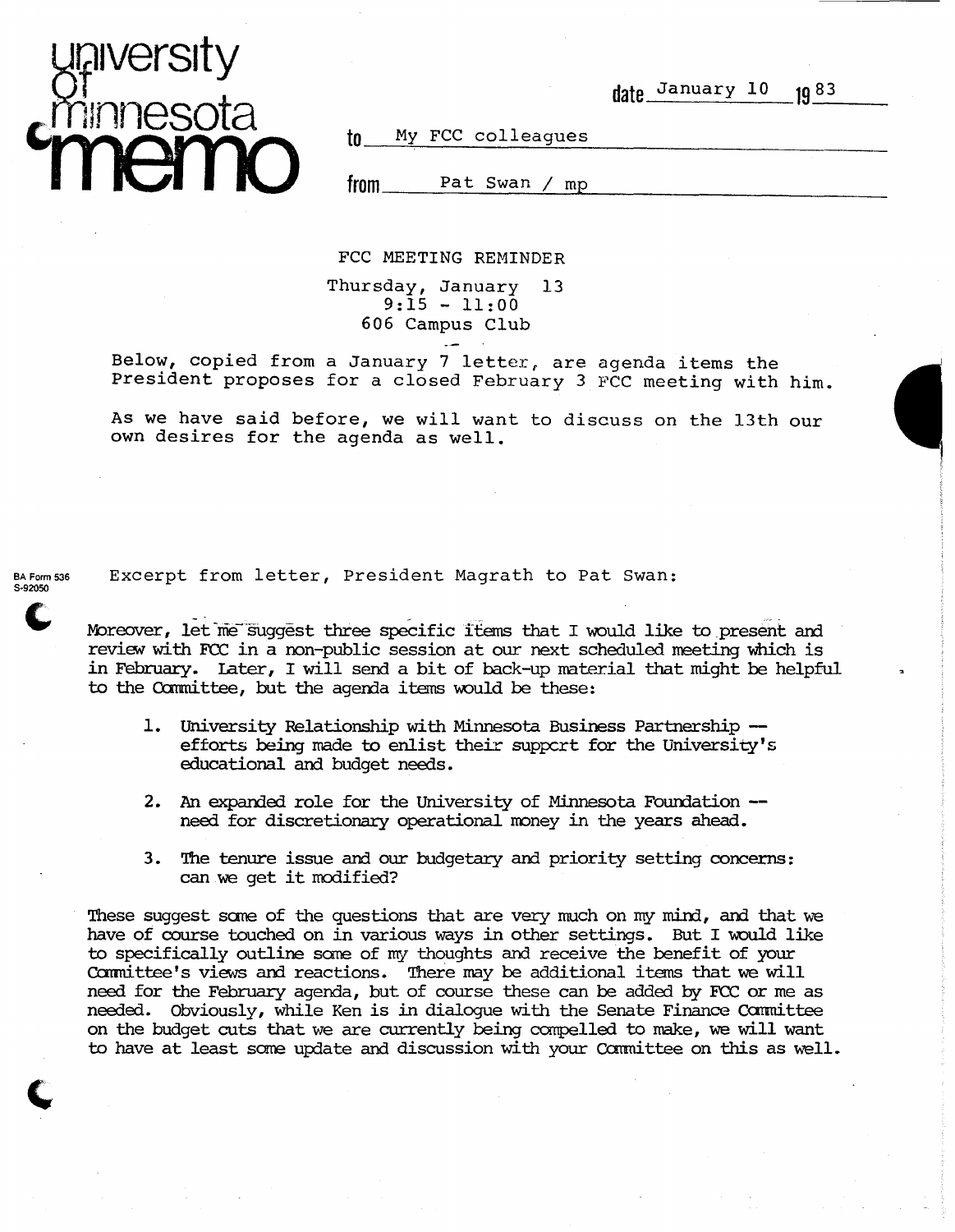**university of minnesota memo**

date January 10 1983

to My FCC colleagues

from Pat Swan / mp

FCC MEETING REMINDER

Thursday, January 13
9:15 - 11:00
606 Campus Club

Below, copied from a January 7 letter, are agenda items the President proposes for a closed February 3 FCC meeting with him.

As we have said before, we will want to discuss on the 13th our own desires for the agenda as well.

BA Form 536
S-92050

Excerpt from letter, President Magrath to Pat Swan:

Moreover, let me suggest three specific items that I would like to present and review with FCC in a non-public session at our next scheduled meeting which is in February. Later, I will send a bit of back-up material that might be helpful to the Committee, but the agenda items would be these:

1. University Relationship with Minnesota Business Partnership -- efforts being made to enlist their support for the University's educational and budget needs.

2. An expanded role for the University of Minnesota Foundation -- need for discretionary operational money in the years ahead.

3. The tenure issue and our budgetary and priority setting concerns: can we get it modified?

These suggest some of the questions that are very much on my mind, and that we have of course touched on in various ways in other settings. But I would like to specifically outline some of my thoughts and receive the benefit of your Committee's views and reactions. There may be additional items that we will need for the February agenda, but of course these can be added by FCC or me as needed. Obviously, while Ken is in dialogue with the Senate Finance Committee on the budget cuts that we are currently being compelled to make, we will want to have at least some update and discussion with your Committee on this as well.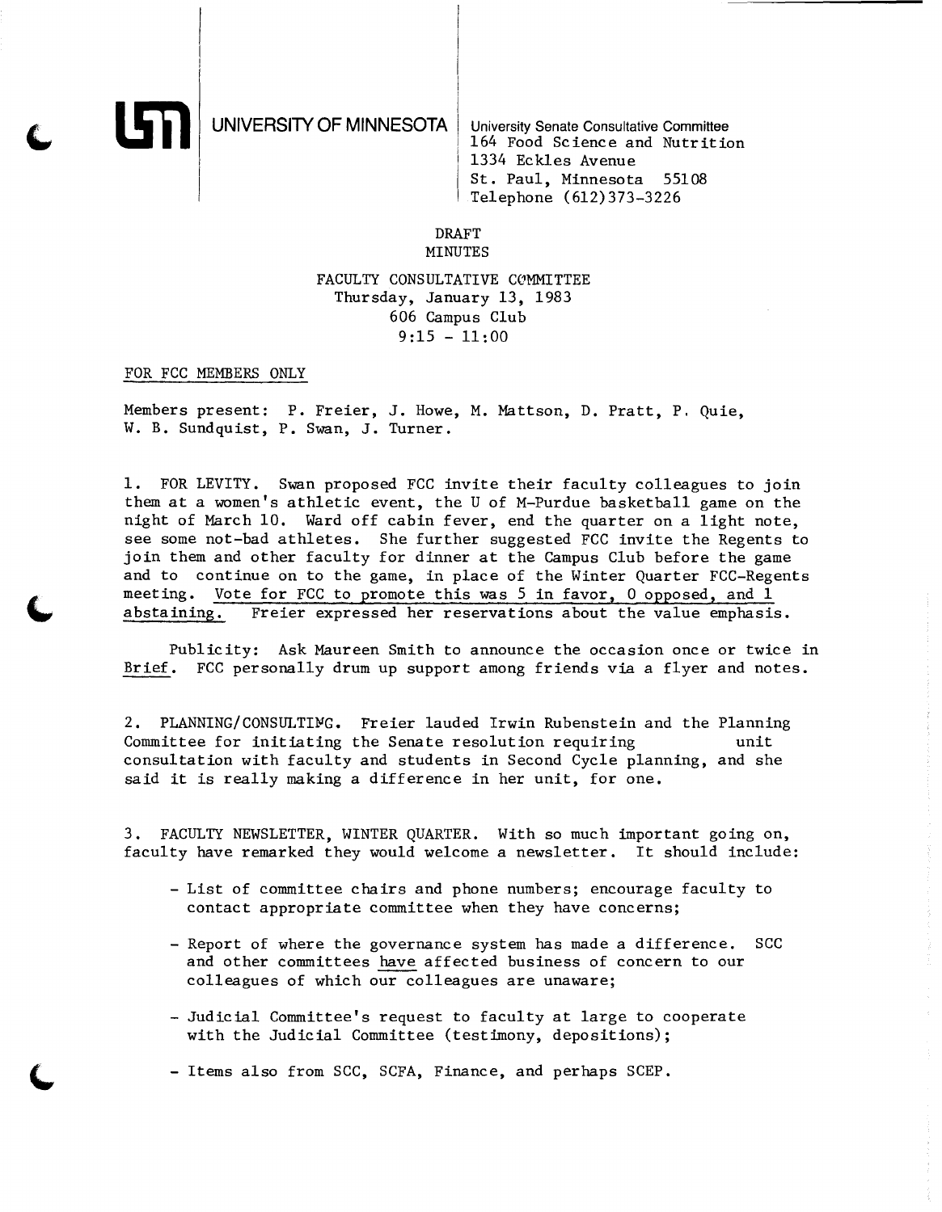UNIVERSITY OF MINNESOTA

University Senate Consultative Committee
164 Food Science and Nutrition
1334 Eckles Avenue
St. Paul, Minnesota 55108
Telephone (612)373-3226

DRAFT
MINUTES

FACULTY CONSULTATIVE COMMITTEE
Thursday, January 13, 1983
606 Campus Club
9:15 - 11:00

FOR FCC MEMBERS ONLY

Members present: P. Freier, J. Howe, M. Mattson, D. Pratt, P. Quie, W. B. Sundquist, P. Swan, J. Turner.

1. FOR LEVITY. Swan proposed FCC invite their faculty colleagues to join them at a women's athletic event, the U of M-Purdue basketball game on the night of March 10. Ward off cabin fever, end the quarter on a light note, see some not-bad athletes. She further suggested FCC invite the Regents to join them and other faculty for dinner at the Campus Club before the game and to continue on to the game, in place of the Winter Quarter FCC-Regents meeting. Vote for FCC to promote this was 5 in favor, 0 opposed, and 1 abstaining. Freier expressed her reservations about the value emphasis.

Publicity: Ask Maureen Smith to announce the occasion once or twice in Brief. FCC personally drum up support among friends via a flyer and notes.

2. PLANNING/CONSULTING. Freier lauded Irwin Rubenstein and the Planning Committee for initiating the Senate resolution requiring unit consultation with faculty and students in Second Cycle planning, and she said it is really making a difference in her unit, for one.

3. FACULTY NEWSLETTER, WINTER QUARTER. With so much important going on, faculty have remarked they would welcome a newsletter. It should include:

- List of committee chairs and phone numbers; encourage faculty to contact appropriate committee when they have concerns;
- Report of where the governance system has made a difference. SCC and other committees have affected business of concern to our colleagues of which our colleagues are unaware;
- Judicial Committee's request to faculty at large to cooperate with the Judicial Committee (testimony, depositions);
- Items also from SCC, SCFA, Finance, and perhaps SCEP.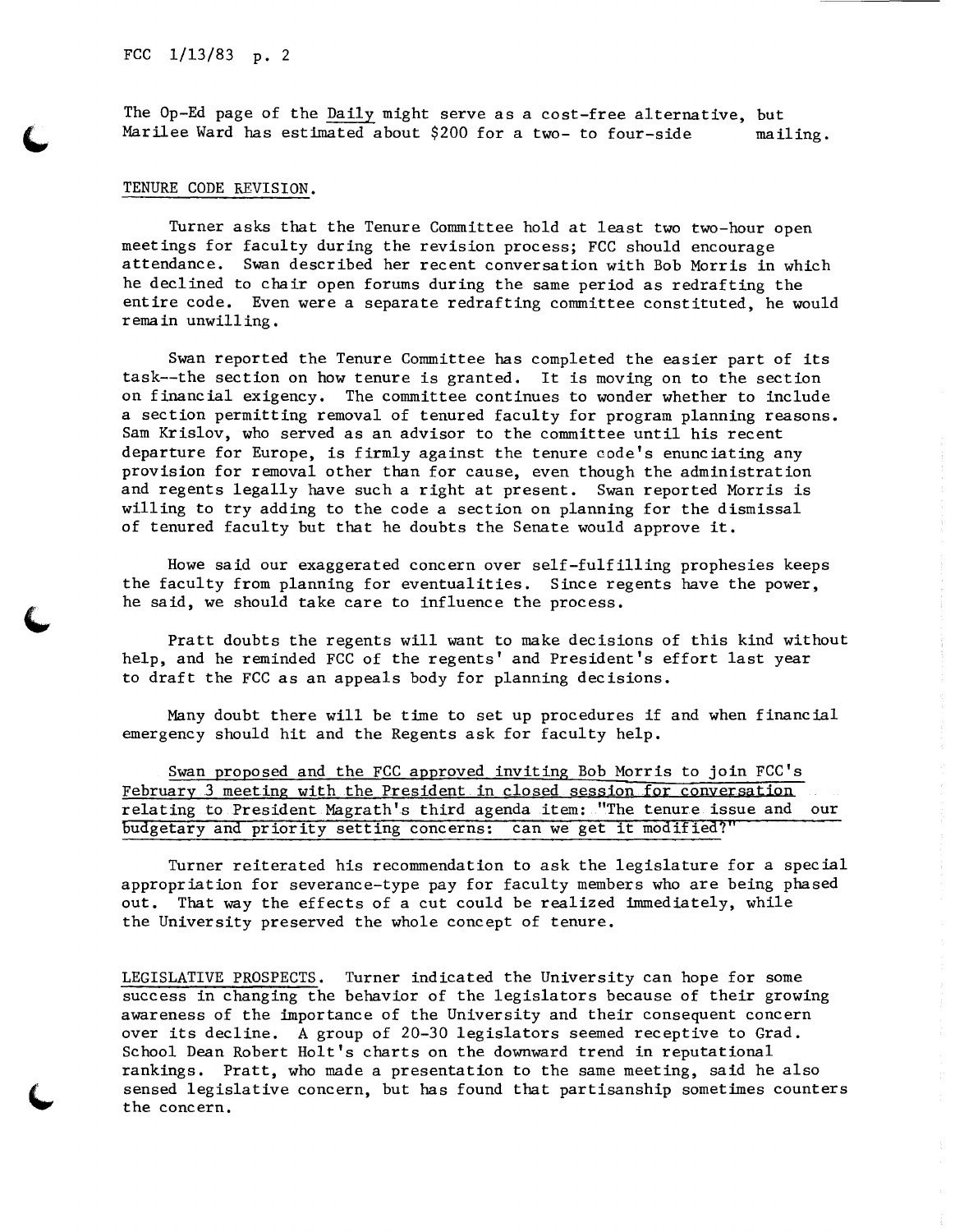The Op-Ed page of the Daily might serve as a cost-free alternative, but Marilee Ward has estimated about $200 for a two- to four-side mailing.

TENURE CODE REVISION.

Turner asks that the Tenure Committee hold at least two two-hour open meetings for faculty during the revision process; FCC should encourage attendance. Swan described her recent conversation with Bob Morris in which he declined to chair open forums during the same period as redrafting the entire code. Even were a separate redrafting committee constituted, he would remain unwilling.

Swan reported the Tenure Committee has completed the easier part of its task--the section on how tenure is granted. It is moving on to the section on financial exigency. The committee continues to wonder whether to include a section permitting removal of tenured faculty for program planning reasons. Sam Krislov, who served as an advisor to the committee until his recent departure for Europe, is firmly against the tenure code's enunciating any provision for removal other than for cause, even though the administration and regents legally have such a right at present. Swan reported Morris is willing to try adding to the code a section on planning for the dismissal of tenured faculty but that he doubts the Senate would approve it.

Howe said our exaggerated concern over self-fulfilling prophesies keeps the faculty from planning for eventualities. Since regents have the power, he said, we should take care to influence the process.

Pratt doubts the regents will want to make decisions of this kind without help, and he reminded FCC of the regents' and President's effort last year to draft the FCC as an appeals body for planning decisions.

Many doubt there will be time to set up procedures if and when financial emergency should hit and the Regents ask for faculty help.

Swan proposed and the FCC approved inviting Bob Morris to join FCC's February 3 meeting with the President in closed session for conversation relating to President Magrath's third agenda item: "The tenure issue and our budgetary and priority setting concerns: can we get it modified?"

Turner reiterated his recommendation to ask the legislature for a special appropriation for severance-type pay for faculty members who are being phased out. That way the effects of a cut could be realized immediately, while the University preserved the whole concept of tenure.

LEGISLATIVE PROSPECTS. Turner indicated the University can hope for some success in changing the behavior of the legislators because of their growing awareness of the importance of the University and their consequent concern over its decline. A group of 20-30 legislators seemed receptive to Grad. School Dean Robert Holt's charts on the downward trend in reputational rankings. Pratt, who made a presentation to the same meeting, said he also sensed legislative concern, but has found that partisanship sometimes counters the concern.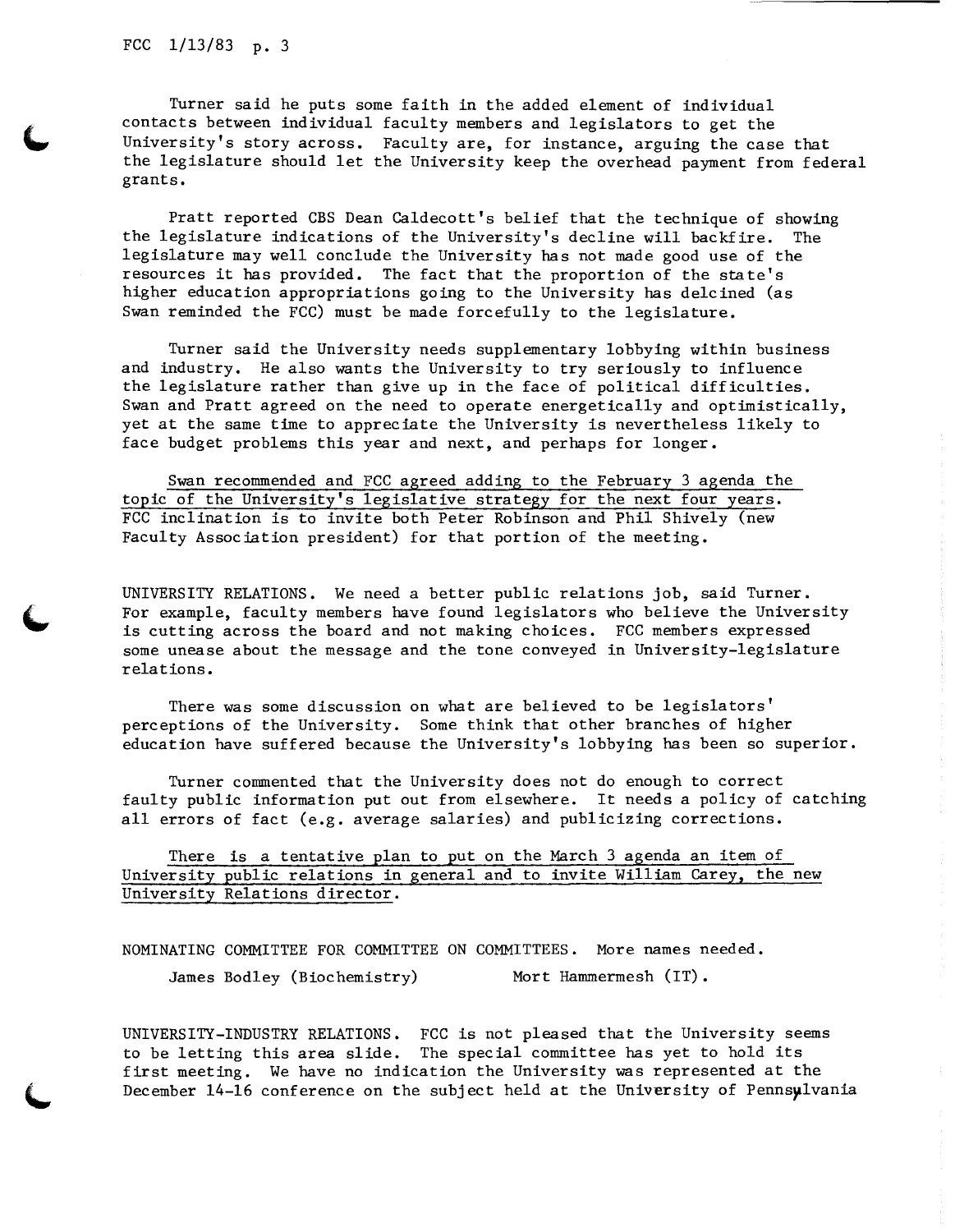Turner said he puts some faith in the added element of individual contacts between individual faculty members and legislators to get the University's story across. Faculty are, for instance, arguing the case that the legislature should let the University keep the overhead payment from federal grants.

Pratt reported CBS Dean Caldecott's belief that the technique of showing the legislature indications of the University's decline will backfire. The legislature may well conclude the University has not made good use of the resources it has provided. The fact that the proportion of the state's higher education appropriations going to the University has delcined (as Swan reminded the FCC) must be made forcefully to the legislature.

Turner said the University needs supplementary lobbying within business and industry. He also wants the University to try seriously to influence the legislature rather than give up in the face of political difficulties. Swan and Pratt agreed on the need to operate energetically and optimistically, yet at the same time to appreciate the University is nevertheless likely to face budget problems this year and next, and perhaps for longer.

<u>Swan recommended and FCC agreed adding to the February 3 agenda the topic of the University's legislative strategy for the next four years.</u> FCC inclination is to invite both Peter Robinson and Phil Shively (new Faculty Association president) for that portion of the meeting.

UNIVERSITY RELATIONS. We need a better public relations job, said Turner. For example, faculty members have found legislators who believe the University is cutting across the board and not making choices. FCC members expressed some unease about the message and the tone conveyed in University-legislature relations.

There was some discussion on what are believed to be legislators' perceptions of the University. Some think that other branches of higher education have suffered because the University's lobbying has been so superior.

Turner commented that the University does not do enough to correct faulty public information put out from elsewhere. It needs a policy of catching all errors of fact (e.g. average salaries) and publicizing corrections.

<u>There is a tentative plan to put on the March 3 agenda an item of University public relations in general and to invite William Carey, the new University Relations director.</u>

NOMINATING COMMITTEE FOR COMMITTEE ON COMMITTEES. More names needed.

James Bodley (Biochemistry) Mort Hammermesh (IT).

UNIVERSITY-INDUSTRY RELATIONS. FCC is not pleased that the University seems to be letting this area slide. The special committee has yet to hold its first meeting. We have no indication the University was represented at the December 14-16 conference on the subject held at the University of Pennsylvania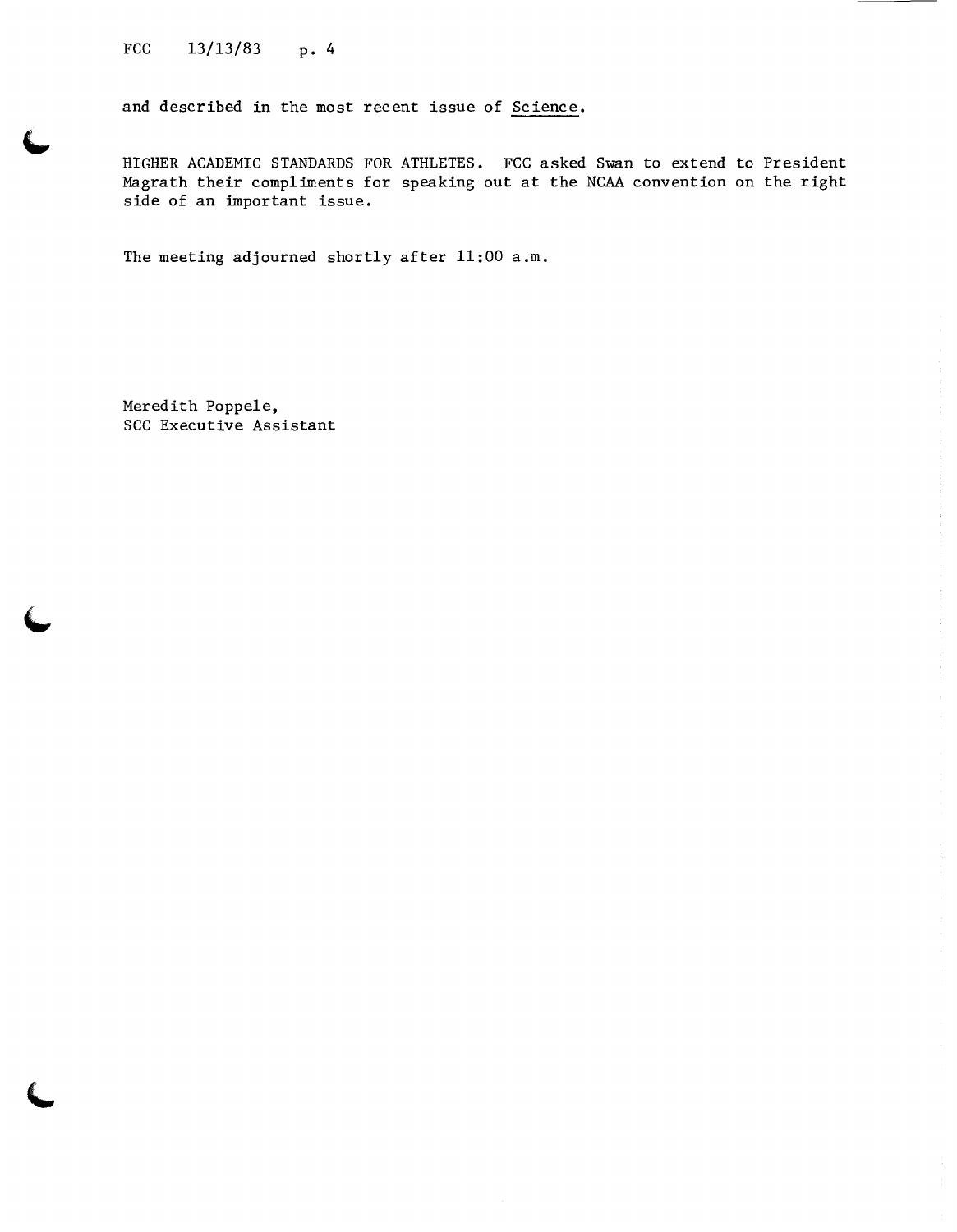and described in the most recent issue of Science.

HIGHER ACADEMIC STANDARDS FOR ATHLETES. FCC asked Swan to extend to President Magrath their compliments for speaking out at the NCAA convention on the right side of an important issue.

The meeting adjourned shortly after 11:00 a.m.

Meredith Poppele,
SCC Executive Assistant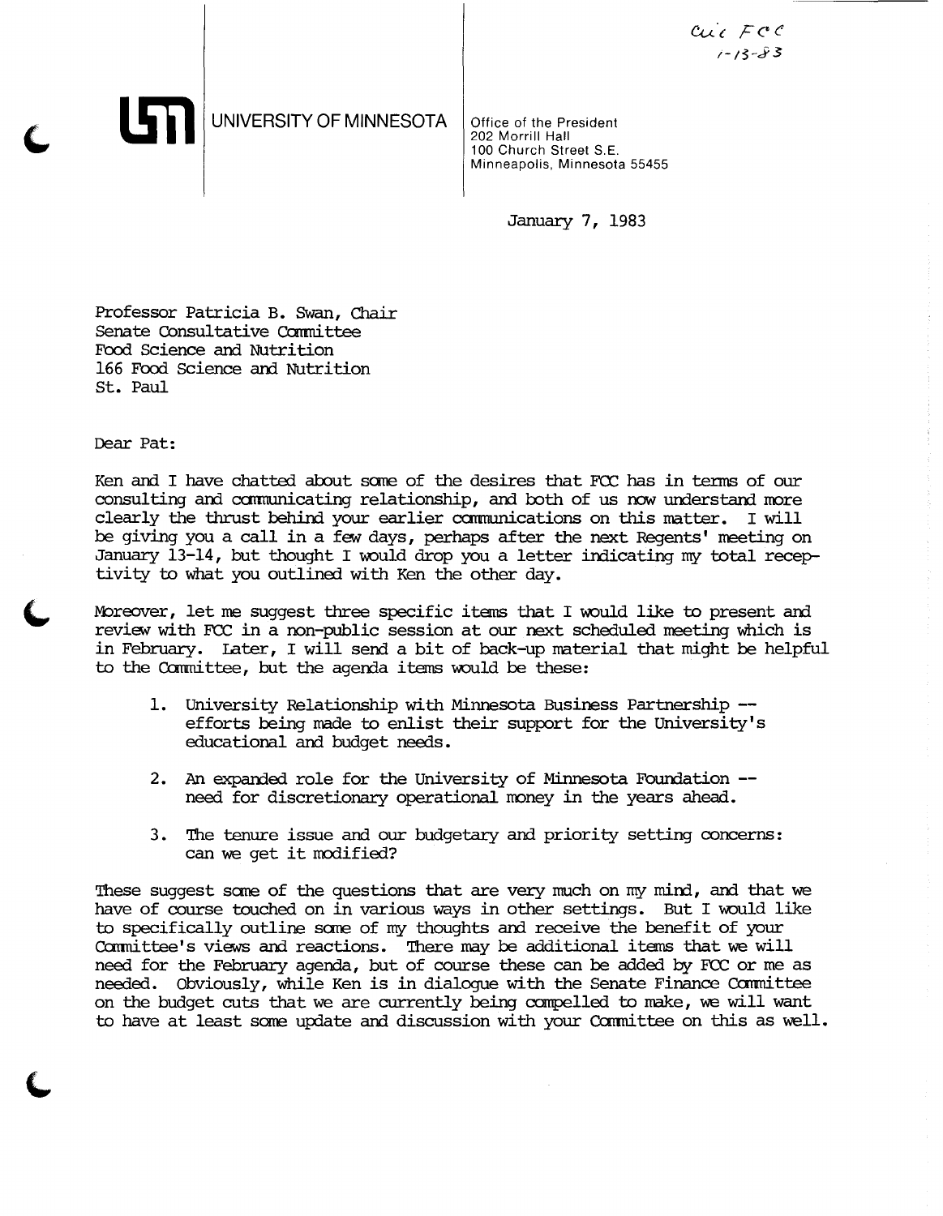cuc FCC
1-13-83

UNIVERSITY OF MINNESOTA

Office of the President
202 Morrill Hall
100 Church Street S.E.
Minneapolis, Minnesota 55455

January 7, 1983

Professor Patricia B. Swan, Chair
Senate Consultative Committee
Food Science and Nutrition
166 Food Science and Nutrition
St. Paul

Dear Pat:

Ken and I have chatted about some of the desires that FCC has in terms of our consulting and communicating relationship, and both of us now understand more clearly the thrust behind your earlier communications on this matter. I will be giving you a call in a few days, perhaps after the next Regents' meeting on January 13-14, but thought I would drop you a letter indicating my total receptivity to what you outlined with Ken the other day.

Moreover, let me suggest three specific items that I would like to present and review with FCC in a non-public session at our next scheduled meeting which is in February. Later, I will send a bit of back-up material that might be helpful to the Committee, but the agenda items would be these:

1. University Relationship with Minnesota Business Partnership -- efforts being made to enlist their support for the University's educational and budget needs.

2. An expanded role for the University of Minnesota Foundation -- need for discretionary operational money in the years ahead.

3. The tenure issue and our budgetary and priority setting concerns: can we get it modified?

These suggest some of the questions that are very much on my mind, and that we have of course touched on in various ways in other settings. But I would like to specifically outline some of my thoughts and receive the benefit of your Committee's views and reactions. There may be additional items that we will need for the February agenda, but of course these can be added by FCC or me as needed. Obviously, while Ken is in dialogue with the Senate Finance Committee on the budget cuts that we are currently being compelled to make, we will want to have at least some update and discussion with your Committee on this as well.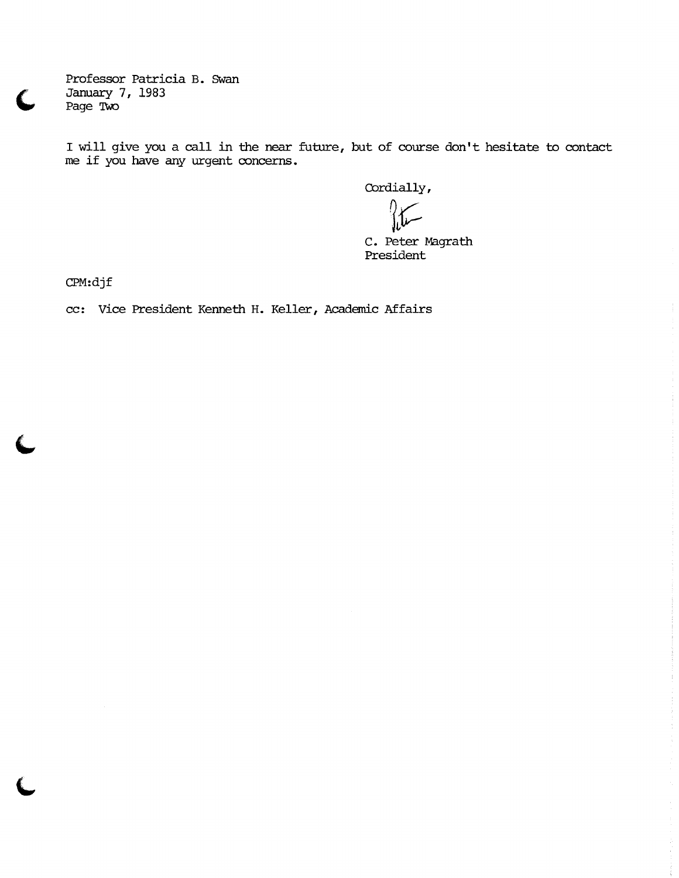Professor Patricia B. Swan
January 7, 1983
Page Two

I will give you a call in the near future, but of course don't hesitate to contact me if you have any urgent concerns.

Cordially,

Peter

C. Peter Magrath
President

CPM:djf

cc: Vice President Kenneth H. Keller, Academic Affairs